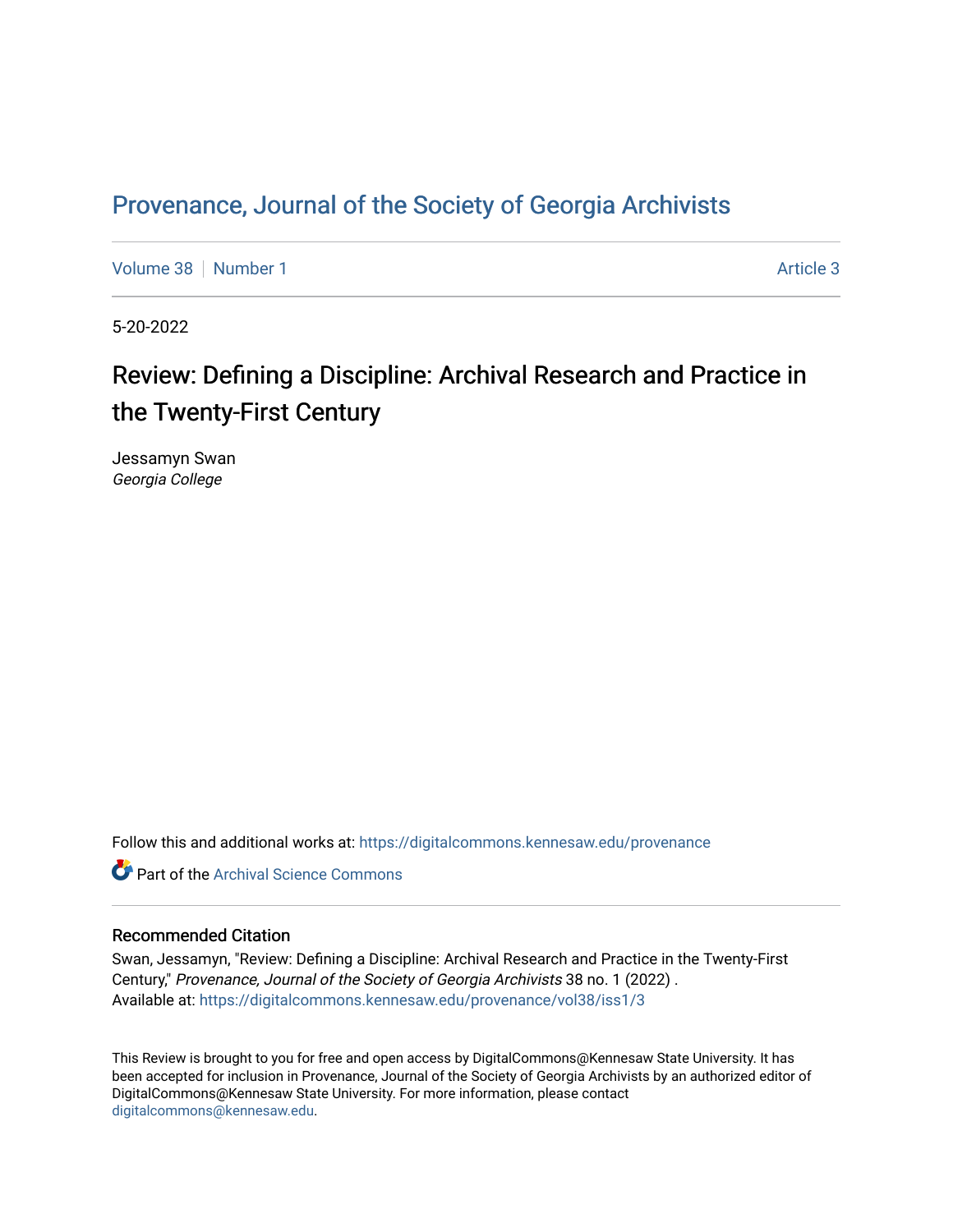# Provenance, Journal of the Society of Georgia Archivists

Volume 38 | Number 1 Article 3

5-20-2022

## Review: Defining a Discipline: Archival Research and Practice in the Twenty-First Century

Jessamyn Swan
*Georgia College*

Follow this and additional works at: https://digitalcommons.kennesaw.edu/provenance

Part of the Archival Science Commons

### Recommended Citation

Swan, Jessamyn, "Review: Defining a Discipline: Archival Research and Practice in the Twenty-First Century," *Provenance, Journal of the Society of Georgia Archivists* 38 no. 1 (2022) .
Available at: https://digitalcommons.kennesaw.edu/provenance/vol38/iss1/3

This Review is brought to you for free and open access by DigitalCommons@Kennesaw State University. It has been accepted for inclusion in Provenance, Journal of the Society of Georgia Archivists by an authorized editor of DigitalCommons@Kennesaw State University. For more information, please contact digitalcommons@kennesaw.edu.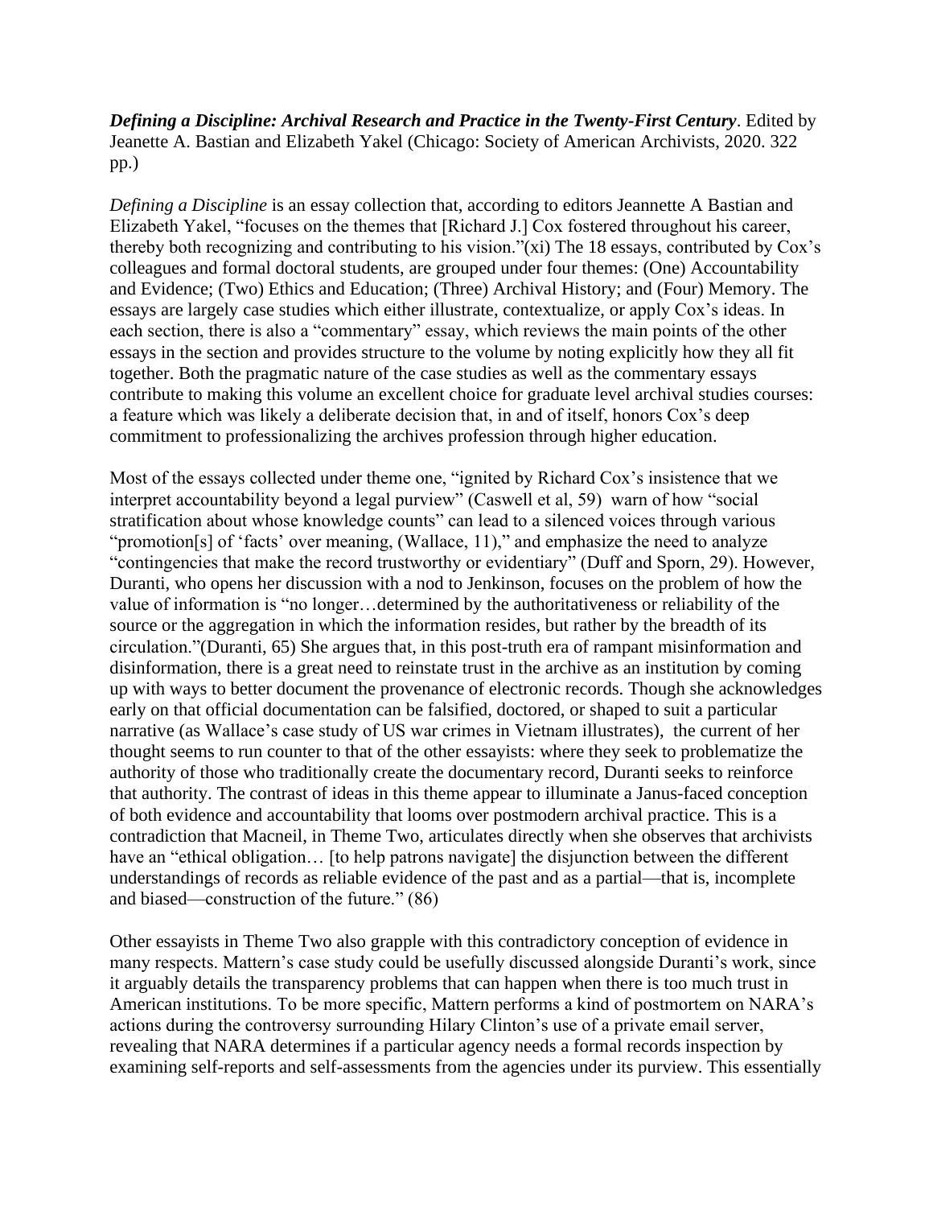***Defining a Discipline: Archival Research and Practice in the Twenty-First Century***. Edited by Jeanette A. Bastian and Elizabeth Yakel (Chicago: Society of American Archivists, 2020. 322 pp.)

*Defining a Discipline* is an essay collection that, according to editors Jeannette A Bastian and Elizabeth Yakel, "focuses on the themes that [Richard J.] Cox fostered throughout his career, thereby both recognizing and contributing to his vision."(xi) The 18 essays, contributed by Cox's colleagues and formal doctoral students, are grouped under four themes: (One) Accountability and Evidence; (Two) Ethics and Education; (Three) Archival History; and (Four) Memory. The essays are largely case studies which either illustrate, contextualize, or apply Cox's ideas. In each section, there is also a "commentary" essay, which reviews the main points of the other essays in the section and provides structure to the volume by noting explicitly how they all fit together. Both the pragmatic nature of the case studies as well as the commentary essays contribute to making this volume an excellent choice for graduate level archival studies courses: a feature which was likely a deliberate decision that, in and of itself, honors Cox's deep commitment to professionalizing the archives profession through higher education.

Most of the essays collected under theme one, "ignited by Richard Cox's insistence that we interpret accountability beyond a legal purview" (Caswell et al, 59) warn of how "social stratification about whose knowledge counts" can lead to a silenced voices through various "promotion[s] of 'facts' over meaning, (Wallace, 11)," and emphasize the need to analyze "contingencies that make the record trustworthy or evidentiary" (Duff and Sporn, 29). However, Duranti, who opens her discussion with a nod to Jenkinson, focuses on the problem of how the value of information is "no longer…determined by the authoritativeness or reliability of the source or the aggregation in which the information resides, but rather by the breadth of its circulation."(Duranti, 65) She argues that, in this post-truth era of rampant misinformation and disinformation, there is a great need to reinstate trust in the archive as an institution by coming up with ways to better document the provenance of electronic records. Though she acknowledges early on that official documentation can be falsified, doctored, or shaped to suit a particular narrative (as Wallace's case study of US war crimes in Vietnam illustrates), the current of her thought seems to run counter to that of the other essayists: where they seek to problematize the authority of those who traditionally create the documentary record, Duranti seeks to reinforce that authority. The contrast of ideas in this theme appear to illuminate a Janus-faced conception of both evidence and accountability that looms over postmodern archival practice. This is a contradiction that Macneil, in Theme Two, articulates directly when she observes that archivists have an "ethical obligation… [to help patrons navigate] the disjunction between the different understandings of records as reliable evidence of the past and as a partial—that is, incomplete and biased—construction of the future." (86)

Other essayists in Theme Two also grapple with this contradictory conception of evidence in many respects. Mattern's case study could be usefully discussed alongside Duranti's work, since it arguably details the transparency problems that can happen when there is too much trust in American institutions. To be more specific, Mattern performs a kind of postmortem on NARA's actions during the controversy surrounding Hilary Clinton's use of a private email server, revealing that NARA determines if a particular agency needs a formal records inspection by examining self-reports and self-assessments from the agencies under its purview. This essentially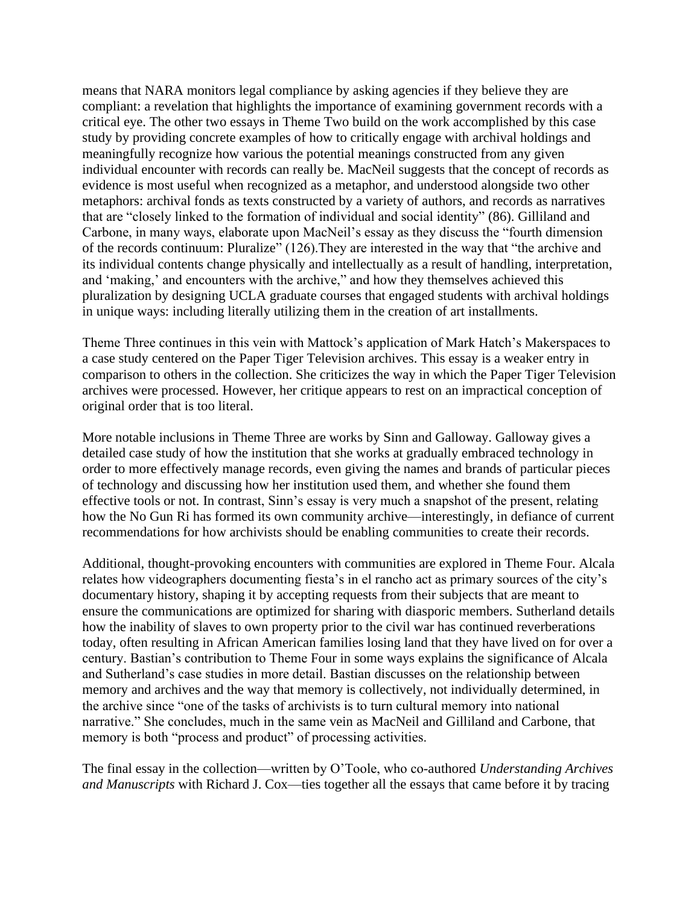means that NARA monitors legal compliance by asking agencies if they believe they are compliant: a revelation that highlights the importance of examining government records with a critical eye. The other two essays in Theme Two build on the work accomplished by this case study by providing concrete examples of how to critically engage with archival holdings and meaningfully recognize how various the potential meanings constructed from any given individual encounter with records can really be. MacNeil suggests that the concept of records as evidence is most useful when recognized as a metaphor, and understood alongside two other metaphors: archival fonds as texts constructed by a variety of authors, and records as narratives that are "closely linked to the formation of individual and social identity" (86). Gilliland and Carbone, in many ways, elaborate upon MacNeil's essay as they discuss the "fourth dimension of the records continuum: Pluralize" (126).They are interested in the way that "the archive and its individual contents change physically and intellectually as a result of handling, interpretation, and 'making,' and encounters with the archive," and how they themselves achieved this pluralization by designing UCLA graduate courses that engaged students with archival holdings in unique ways: including literally utilizing them in the creation of art installments.

Theme Three continues in this vein with Mattock's application of Mark Hatch's Makerspaces to a case study centered on the Paper Tiger Television archives. This essay is a weaker entry in comparison to others in the collection. She criticizes the way in which the Paper Tiger Television archives were processed. However, her critique appears to rest on an impractical conception of original order that is too literal.

More notable inclusions in Theme Three are works by Sinn and Galloway. Galloway gives a detailed case study of how the institution that she works at gradually embraced technology in order to more effectively manage records, even giving the names and brands of particular pieces of technology and discussing how her institution used them, and whether she found them effective tools or not. In contrast, Sinn's essay is very much a snapshot of the present, relating how the No Gun Ri has formed its own community archive—interestingly, in defiance of current recommendations for how archivists should be enabling communities to create their records.

Additional, thought-provoking encounters with communities are explored in Theme Four. Alcala relates how videographers documenting fiesta's in el rancho act as primary sources of the city's documentary history, shaping it by accepting requests from their subjects that are meant to ensure the communications are optimized for sharing with diasporic members. Sutherland details how the inability of slaves to own property prior to the civil war has continued reverberations today, often resulting in African American families losing land that they have lived on for over a century. Bastian's contribution to Theme Four in some ways explains the significance of Alcala and Sutherland's case studies in more detail. Bastian discusses on the relationship between memory and archives and the way that memory is collectively, not individually determined, in the archive since "one of the tasks of archivists is to turn cultural memory into national narrative." She concludes, much in the same vein as MacNeil and Gilliland and Carbone, that memory is both "process and product" of processing activities.

The final essay in the collection—written by O'Toole, who co-authored *Understanding Archives and Manuscripts* with Richard J. Cox—ties together all the essays that came before it by tracing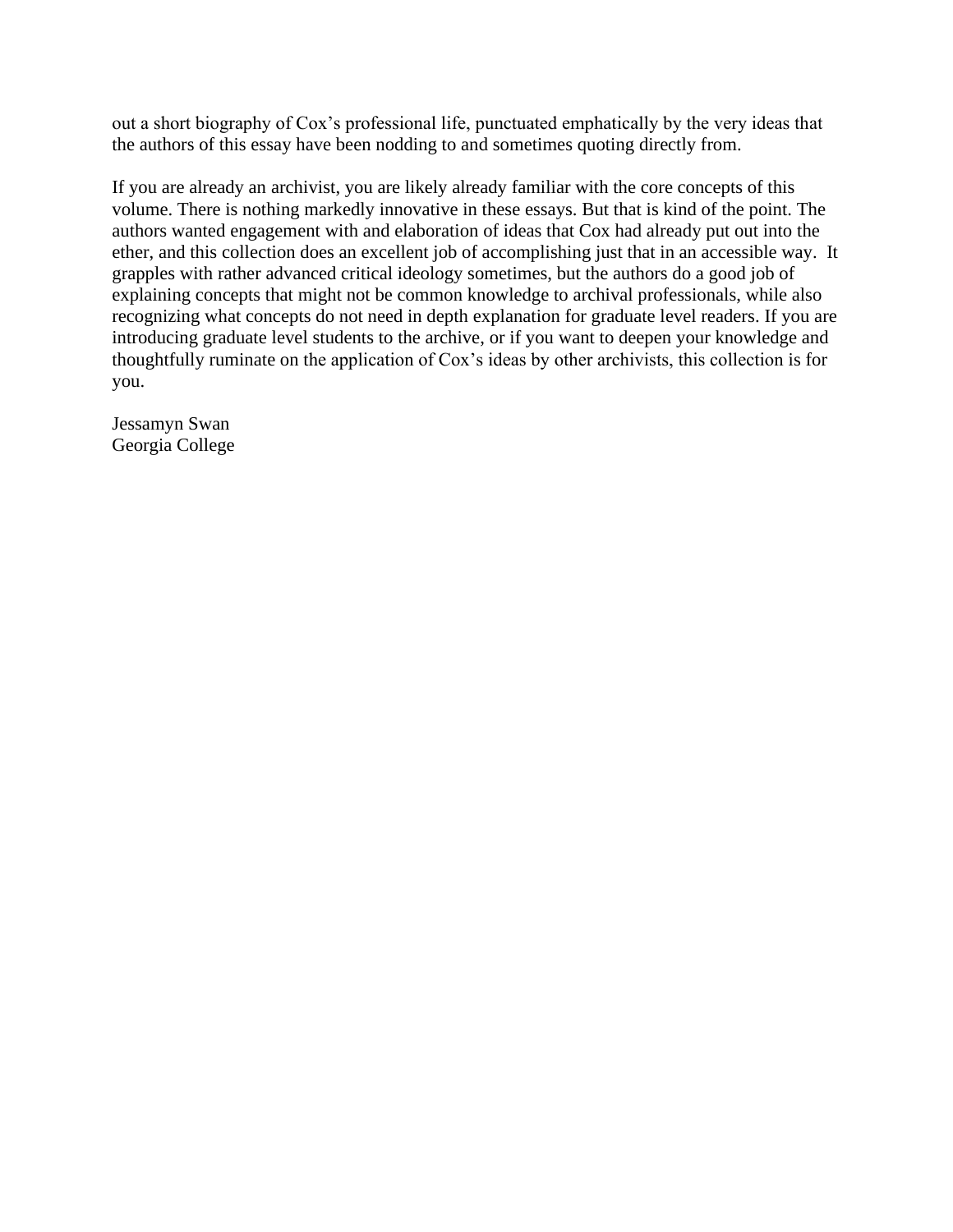out a short biography of Cox's professional life, punctuated emphatically by the very ideas that the authors of this essay have been nodding to and sometimes quoting directly from.

If you are already an archivist, you are likely already familiar with the core concepts of this volume. There is nothing markedly innovative in these essays. But that is kind of the point. The authors wanted engagement with and elaboration of ideas that Cox had already put out into the ether, and this collection does an excellent job of accomplishing just that in an accessible way. It grapples with rather advanced critical ideology sometimes, but the authors do a good job of explaining concepts that might not be common knowledge to archival professionals, while also recognizing what concepts do not need in depth explanation for graduate level readers. If you are introducing graduate level students to the archive, or if you want to deepen your knowledge and thoughtfully ruminate on the application of Cox's ideas by other archivists, this collection is for you.

Jessamyn Swan  
Georgia College